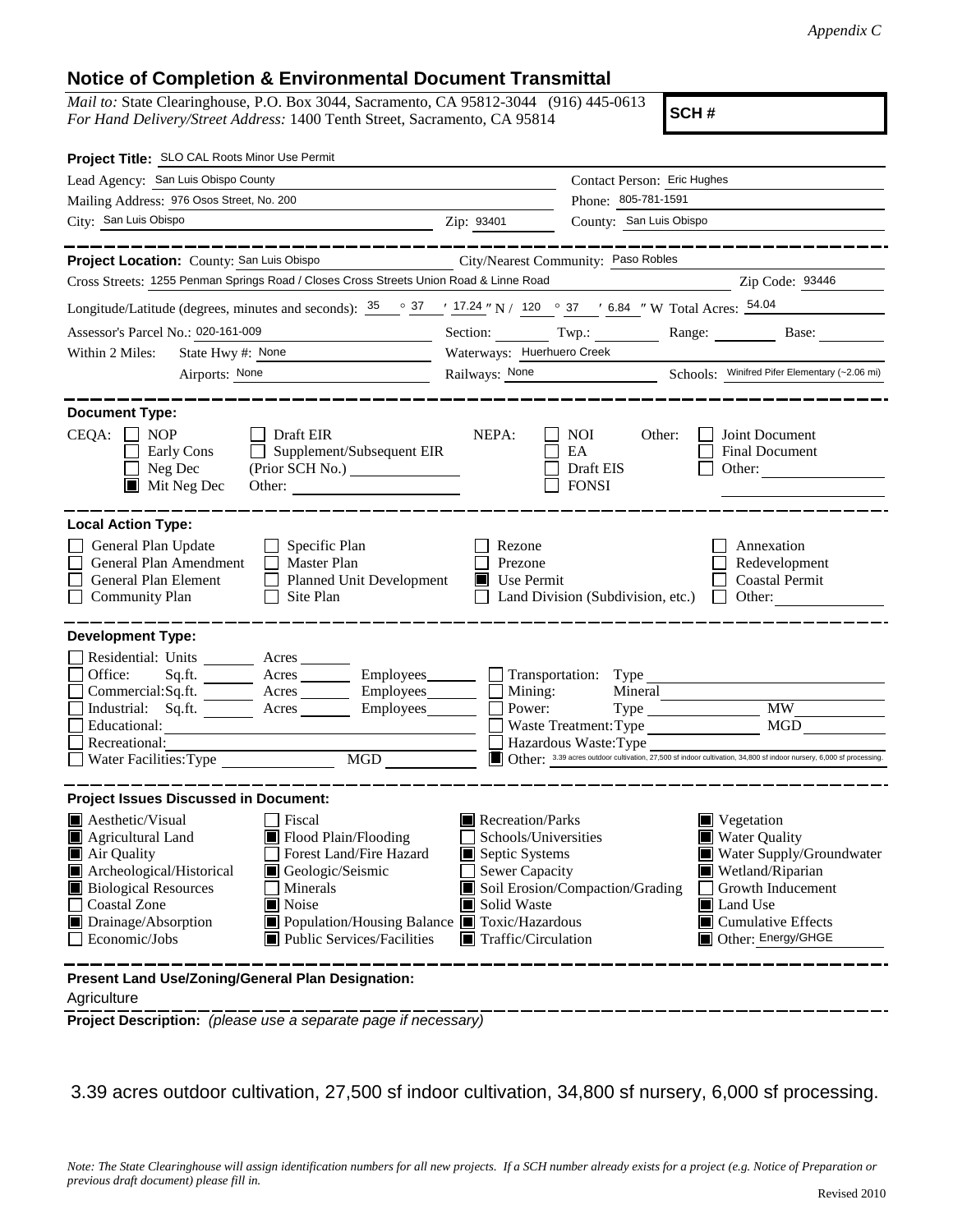*Appendix C*

# Notice of Completion & Environmental Document Transmittal

*Mail to:* State Clearinghouse, P.O. Box 3044, Sacramento, CA 95812-3044 (916) 445-0613
*For Hand Delivery/Street Address:* 1400 Tenth Street, Sacramento, CA 95814

**SCH #**

**Project Title:** SLO CAL Roots Minor Use Permit

Lead Agency: San Luis Obispo County
Contact Person: Eric Hughes
Mailing Address: 976 Osos Street, No. 200
Phone: 805-781-1591
City: San Luis Obispo
Zip: 93401
County: San Luis Obispo

**Project Location:** County: San Luis Obispo
City/Nearest Community: Paso Robles
Cross Streets: 1255 Penman Springs Road / Closes Cross Streets Union Road & Linne Road
Zip Code: 93446
Longitude/Latitude (degrees, minutes and seconds): 35 ° 37 ′ 17.24 ″ N / 120 ° 37 ′ 6.84 ″ W Total Acres: 54.04
Assessor's Parcel No.: 020-161-009
Section: Twp.: Range: Base:
Within 2 Miles: State Hwy #: None
Waterways: Huerhuero Creek
Airports: None
Railways: None
Schools: Winifred Pifer Elementary (~2.06 mi)

**Document Type:**

CEQA: ☐ NOP ☐ Early Cons ☐ Neg Dec ■ Mit Neg Dec
☐ Draft EIR ☐ Supplement/Subsequent EIR (Prior SCH No.) Other:
NEPA: ☐ NOI ☐ EA ☐ Draft EIS ☐ FONSI
Other: ☐ Joint Document ☐ Final Document ☐ Other:

**Local Action Type:**

☐ General Plan Update
☐ General Plan Amendment
☐ General Plan Element
☐ Community Plan
☐ Specific Plan
☐ Master Plan
☐ Planned Unit Development
☐ Site Plan
☐ Rezone
☐ Prezone
■ Use Permit
☐ Land Division (Subdivision, etc.)
☐ Annexation
☐ Redevelopment
☐ Coastal Permit
☐ Other:

**Development Type:**

☐ Residential: Units Acres
☐ Office: Sq.ft. Acres Employees
☐ Commercial: Sq.ft. Acres Employees
☐ Industrial: Sq.ft. Acres Employees
☐ Educational:
☐ Recreational:
☐ Water Facilities: Type MGD
☐ Transportation: Type
☐ Mining: Mineral
☐ Power: Type MW
☐ Waste Treatment: Type MGD
☐ Hazardous Waste: Type
■ Other: 3.39 acres outdoor cultivation, 27,500 sf indoor cultivation, 34,800 sf indoor nursery, 6,000 sf processing.

**Project Issues Discussed in Document:**

■ Aesthetic/Visual
■ Agricultural Land
■ Air Quality
■ Archeological/Historical
■ Biological Resources
☐ Coastal Zone
■ Drainage/Absorption
☐ Economic/Jobs
☐ Fiscal
■ Flood Plain/Flooding
☐ Forest Land/Fire Hazard
■ Geologic/Seismic
☐ Minerals
■ Noise
■ Population/Housing Balance
■ Public Services/Facilities
■ Recreation/Parks
☐ Schools/Universities
■ Septic Systems
☐ Sewer Capacity
■ Soil Erosion/Compaction/Grading
■ Solid Waste
■ Toxic/Hazardous
■ Traffic/Circulation
■ Vegetation
■ Water Quality
■ Water Supply/Groundwater
■ Wetland/Riparian
☐ Growth Inducement
■ Land Use
■ Cumulative Effects
■ Other: Energy/GHGE

**Present Land Use/Zoning/General Plan Designation:**

Agriculture

**Project Description:** *(please use a separate page if necessary)*

3.39 acres outdoor cultivation, 27,500 sf indoor cultivation, 34,800 sf nursery, 6,000 sf processing.

*Note: The State Clearinghouse will assign identification numbers for all new projects. If a SCH number already exists for a project (e.g. Notice of Preparation or previous draft document) please fill in.*

Revised 2010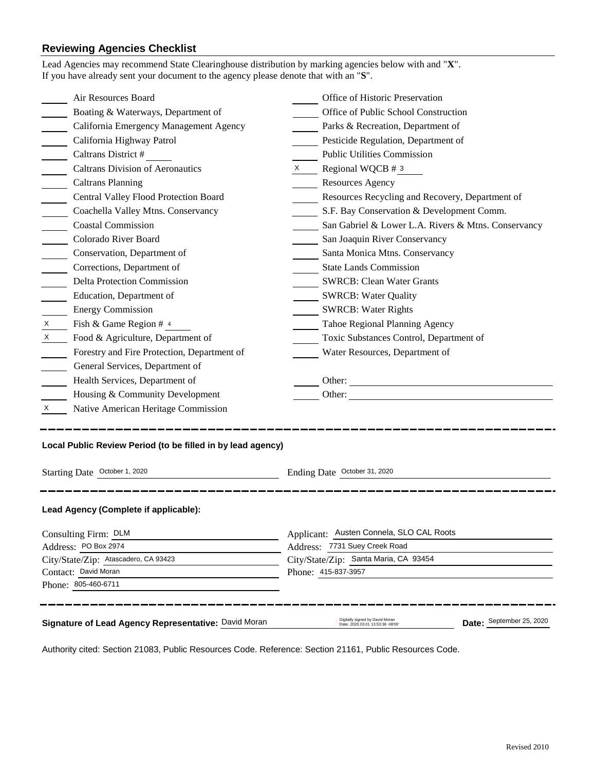## Reviewing Agencies Checklist

Lead Agencies may recommend State Clearinghouse distribution by marking agencies below with and "**X**".
If you have already sent your document to the agency please denote that with an "**S**".

| | | | |
|---|---|---|---|
| ____ | Air Resources Board | ____ | Office of Historic Preservation |
| ____ | Boating & Waterways, Department of | ____ | Office of Public School Construction |
| ____ | California Emergency Management Agency | ____ | Parks & Recreation, Department of |
| ____ | California Highway Patrol | ____ | Pesticide Regulation, Department of |
| ____ | Caltrans District # ____ | ____ | Public Utilities Commission |
| ____ | Caltrans Division of Aeronautics | X | Regional WQCB # 3 |
| ____ | Caltrans Planning | ____ | Resources Agency |
| ____ | Central Valley Flood Protection Board | ____ | Resources Recycling and Recovery, Department of |
| ____ | Coachella Valley Mtns. Conservancy | ____ | S.F. Bay Conservation & Development Comm. |
| ____ | Coastal Commission | ____ | San Gabriel & Lower L.A. Rivers & Mtns. Conservancy |
| ____ | Colorado River Board | ____ | San Joaquin River Conservancy |
| ____ | Conservation, Department of | ____ | Santa Monica Mtns. Conservancy |
| ____ | Corrections, Department of | ____ | State Lands Commission |
| ____ | Delta Protection Commission | ____ | SWRCB: Clean Water Grants |
| ____ | Education, Department of | ____ | SWRCB: Water Quality |
| ____ | Energy Commission | ____ | SWRCB: Water Rights |
| X | Fish & Game Region # 4 | ____ | Tahoe Regional Planning Agency |
| X | Food & Agriculture, Department of | ____ | Toxic Substances Control, Department of |
| ____ | Forestry and Fire Protection, Department of | ____ | Water Resources, Department of |
| ____ | General Services, Department of | | |
| ____ | Health Services, Department of | ____ | Other: ____ |
| ____ | Housing & Community Development | ____ | Other: ____ |
| X | Native American Heritage Commission | | |

**Local Public Review Period (to be filled in by lead agency)**

Starting Date October 1, 2020 Ending Date October 31, 2020

**Lead Agency (Complete if applicable):**

Consulting Firm: DLM
Address: PO Box 2974
City/State/Zip: Atascadero, CA 93423
Contact: David Moran
Phone: 805-460-6711

Applicant: Austen Connela, SLO CAL Roots
Address: 7731 Suey Creek Road
City/State/Zip: Santa Maria, CA 93454
Phone: 415-837-3957

**Signature of Lead Agency Representative:** David Moran Digitally signed by David Moran Date: 2020.03.01 13:53:38 -08'00' **Date:** September 25, 2020

Authority cited: Section 21083, Public Resources Code. Reference: Section 21161, Public Resources Code.

Revised 2010